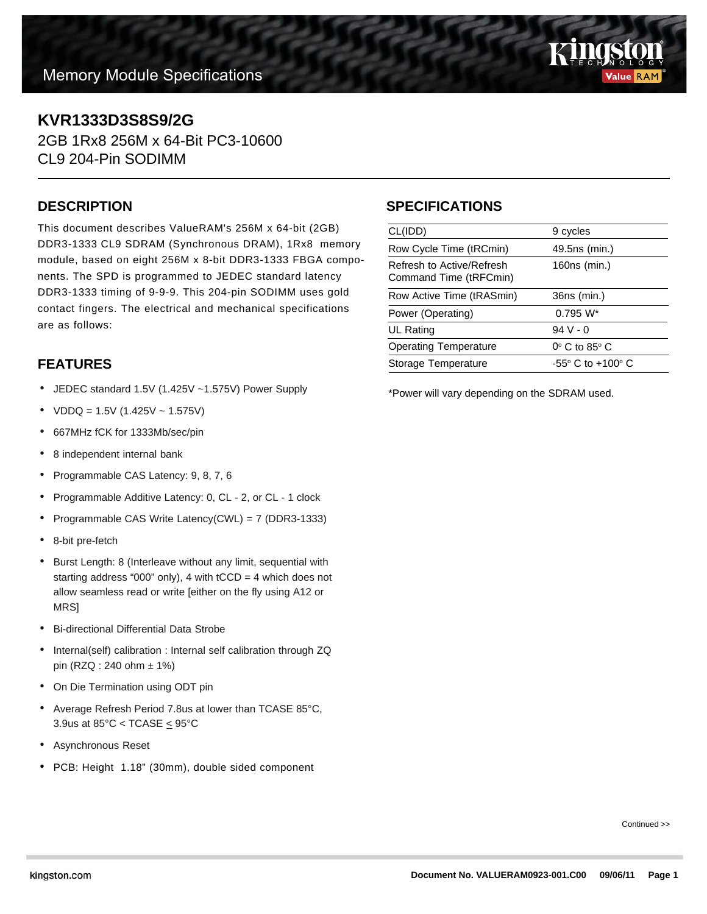# Memory Module Specifications

## KVR1333D3S8S9/2G

2GB 1Rx8 256M x 64-Bit PC3-10600
CL9 204-Pin SODIMM

## DESCRIPTION

This document describes ValueRAM's 256M x 64-bit (2GB) DDR3-1333 CL9 SDRAM (Synchronous DRAM), 1Rx8 memory module, based on eight 256M x 8-bit DDR3-1333 FBGA components. The SPD is programmed to JEDEC standard latency DDR3-1333 timing of 9-9-9. This 204-pin SODIMM uses gold contact fingers. The electrical and mechanical specifications are as follows:

## FEATURES

- JEDEC standard 1.5V (1.425V ~1.575V) Power Supply
- VDDQ = 1.5V (1.425V ~ 1.575V)
- 667MHz fCK for 1333Mb/sec/pin
- 8 independent internal bank
- Programmable CAS Latency: 9, 8, 7, 6
- Programmable Additive Latency: 0, CL - 2, or CL - 1 clock
- Programmable CAS Write Latency(CWL) = 7 (DDR3-1333)
- 8-bit pre-fetch
- Burst Length: 8 (Interleave without any limit, sequential with starting address “000” only), 4 with tCCD = 4 which does not allow seamless read or write [either on the fly using A12 or MRS]
- Bi-directional Differential Data Strobe
- Internal(self) calibration : Internal self calibration through ZQ pin (RZQ : 240 ohm ± 1%)
- On Die Termination using ODT pin
- Average Refresh Period 7.8us at lower than TCASE 85°C, 3.9us at 85°C < TCASE ≤ 95°C
- Asynchronous Reset
- PCB: Height 1.18” (30mm), double sided component

## SPECIFICATIONS

| | |
|---|---|
| CL(IDD) | 9 cycles |
| Row Cycle Time (tRCmin) | 49.5ns (min.) |
| Refresh to Active/Refresh Command Time (tRFCmin) | 160ns (min.) |
| Row Active Time (tRASmin) | 36ns (min.) |
| Power (Operating) | 0.795 W* |
| UL Rating | 94 V - 0 |
| Operating Temperature | 0° C to 85° C |
| Storage Temperature | -55° C to +100° C |

*Power will vary depending on the SDRAM used.

Continued >>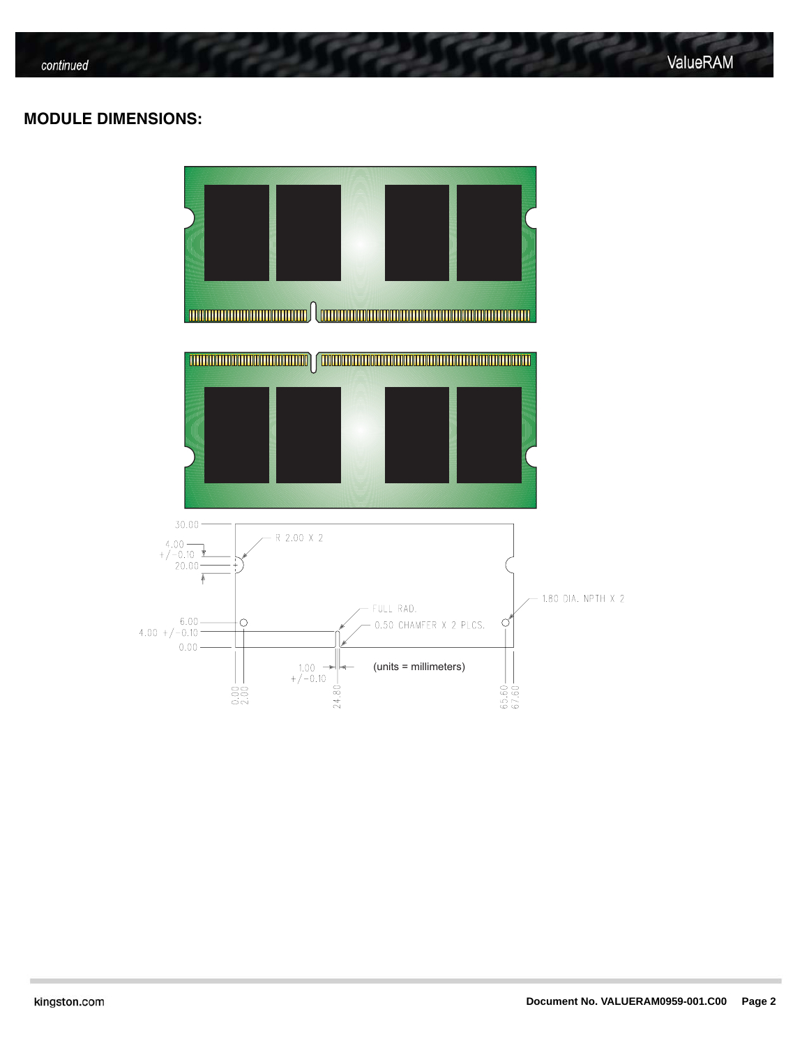## MODULE DIMENSIONS:

30.00

R 2.00 X 2

4.00 +/-0.10

20.00

1.80 DIA. NPTH X 2

FULL RAD.

6.00

4.00 +/-0.10

0.50 CHAMFER X 2 PLCS.

0.00

1.00 +/-0.10

(units = millimeters)

0.00

2.00

24.80

65.60

67.60